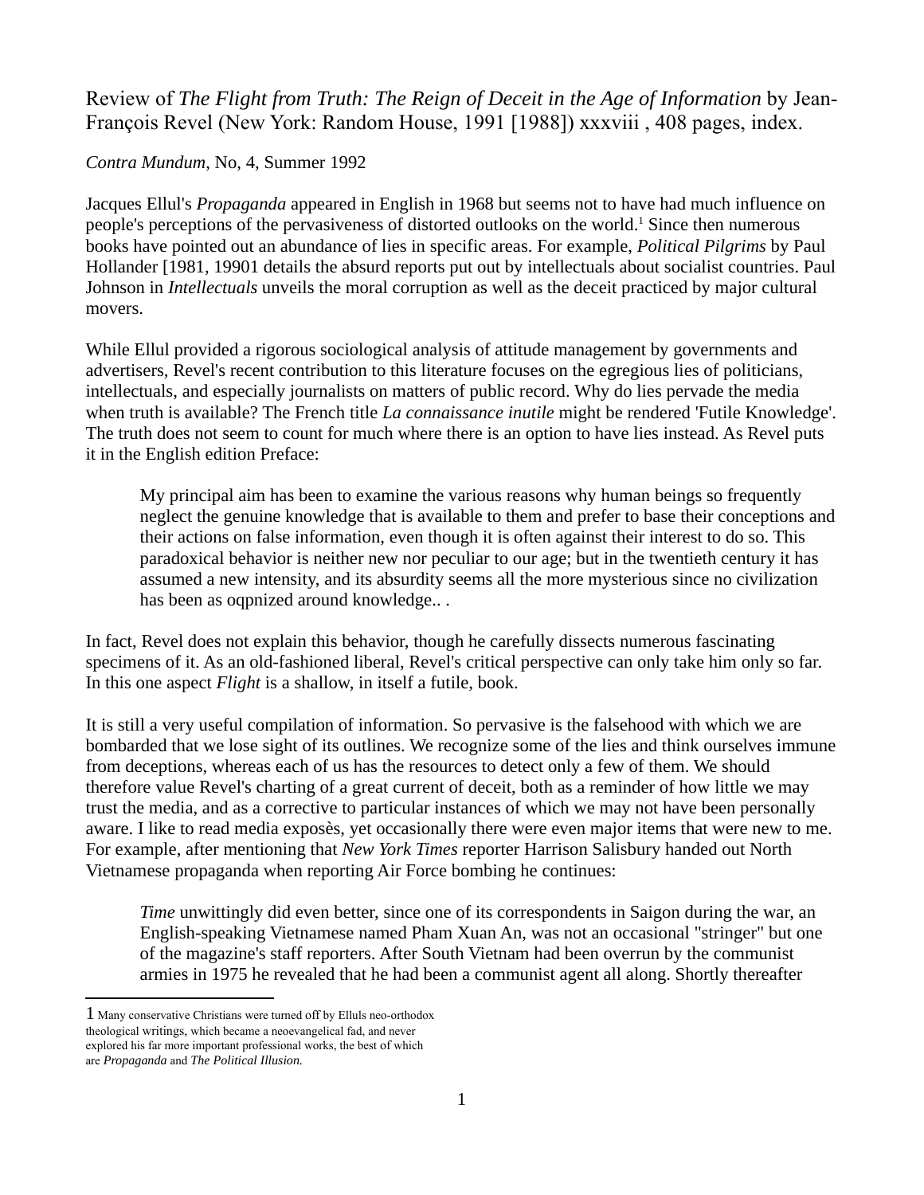# Review of *The Flight from Truth: The Reign of Deceit in the Age of Information* by Jean-François Revel (New York: Random House, 1991 [1988]) xxxviii , 408 pages, index.

*Contra Mundum*, No, 4, Summer 1992

Jacques Ellul's *Propaganda* appeared in English in 1968 but seems not to have had much influence on people's perceptions of the pervasiveness of distorted outlooks on the world.[1] Since then numerous books have pointed out an abundance of lies in specific areas. For example, *Political Pilgrims* by Paul Hollander [1981, 19901 details the absurd reports put out by intellectuals about socialist countries. Paul Johnson in *Intellectuals* unveils the moral corruption as well as the deceit practiced by major cultural movers.

While Ellul provided a rigorous sociological analysis of attitude management by governments and advertisers, Revel's recent contribution to this literature focuses on the egregious lies of politicians, intellectuals, and especially journalists on matters of public record. Why do lies pervade the media when truth is available? The French title *La connaissance inutile* might be rendered 'Futile Knowledge'. The truth does not seem to count for much where there is an option to have lies instead. As Revel puts it in the English edition Preface:

> My principal aim has been to examine the various reasons why human beings so frequently neglect the genuine knowledge that is available to them and prefer to base their conceptions and their actions on false information, even though it is often against their interest to do so. This paradoxical behavior is neither new nor peculiar to our age; but in the twentieth century it has assumed a new intensity, and its absurdity seems all the more mysterious since no civilization has been as oqpnized around knowledge.. .

In fact, Revel does not explain this behavior, though he carefully dissects numerous fascinating specimens of it. As an old-fashioned liberal, Revel's critical perspective can only take him only so far. In this one aspect *Flight* is a shallow, in itself a futile, book.

It is still a very useful compilation of information. So pervasive is the falsehood with which we are bombarded that we lose sight of its outlines. We recognize some of the lies and think ourselves immune from deceptions, whereas each of us has the resources to detect only a few of them. We should therefore value Revel's charting of a great current of deceit, both as a reminder of how little we may trust the media, and as a corrective to particular instances of which we may not have been personally aware. I like to read media exposès, yet occasionally there were even major items that were new to me. For example, after mentioning that *New York Times* reporter Harrison Salisbury handed out North Vietnamese propaganda when reporting Air Force bombing he continues:

> *Time* unwittingly did even better, since one of its correspondents in Saigon during the war, an English-speaking Vietnamese named Pham Xuan An, was not an occasional "stringer" but one of the magazine's staff reporters. After South Vietnam had been overrun by the communist armies in 1975 he revealed that he had been a communist agent all along. Shortly thereafter

---

[1] Many conservative Christians were turned off by Elluls neo-orthodox theological writings, which became a neoevangelical fad, and never explored his far more important professional works, the best of which are *Propaganda* and *The Political Illusion.*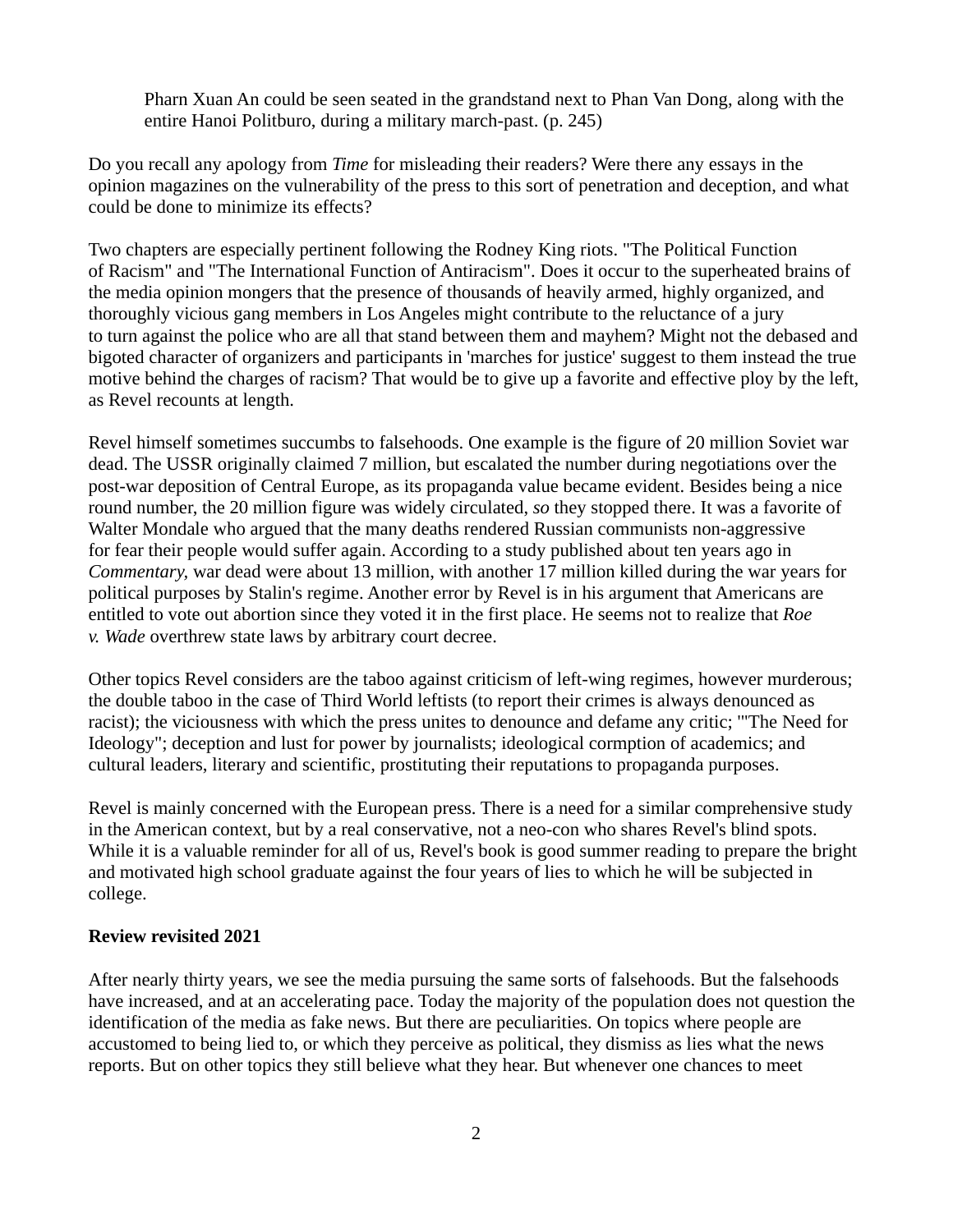> Pharn Xuan An could be seen seated in the grandstand next to Phan Van Dong, along with the entire Hanoi Politburo, during a military march-past. (p. 245)

Do you recall any apology from *Time* for misleading their readers? Were there any essays in the opinion magazines on the vulnerability of the press to this sort of penetration and deception, and what could be done to minimize its effects?

Two chapters are especially pertinent following the Rodney King riots. "The Political Function of Racism" and "The International Function of Antiracism". Does it occur to the superheated brains of the media opinion mongers that the presence of thousands of heavily armed, highly organized, and thoroughly vicious gang members in Los Angeles might contribute to the reluctance of a jury to turn against the police who are all that stand between them and mayhem? Might not the debased and bigoted character of organizers and participants in 'marches for justice' suggest to them instead the true motive behind the charges of racism? That would be to give up a favorite and effective ploy by the left, as Revel recounts at length.

Revel himself sometimes succumbs to falsehoods. One example is the figure of 20 million Soviet war dead. The USSR originally claimed 7 million, but escalated the number during negotiations over the post-war deposition of Central Europe, as its propaganda value became evident. Besides being a nice round number, the 20 million figure was widely circulated, *so* they stopped there. It was a favorite of Walter Mondale who argued that the many deaths rendered Russian communists non-aggressive for fear their people would suffer again. According to a study published about ten years ago in *Commentary,* war dead were about 13 million, with another 17 million killed during the war years for political purposes by Stalin's regime. Another error by Revel is in his argument that Americans are entitled to vote out abortion since they voted it in the first place. He seems not to realize that *Roe v. Wade* overthrew state laws by arbitrary court decree.

Other topics Revel considers are the taboo against criticism of left-wing regimes, however murderous; the double taboo in the case of Third World leftists (to report their crimes is always denounced as racist); the viciousness with which the press unites to denounce and defame any critic; '"The Need for Ideology"; deception and lust for power by journalists; ideological cormption of academics; and cultural leaders, literary and scientific, prostituting their reputations to propaganda purposes.

Revel is mainly concerned with the European press. There is a need for a similar comprehensive study in the American context, but by a real conservative, not a neo-con who shares Revel's blind spots. While it is a valuable reminder for all of us, Revel's book is good summer reading to prepare the bright and motivated high school graduate against the four years of lies to which he will be subjected in college.

**Review revisited 2021**

After nearly thirty years, we see the media pursuing the same sorts of falsehoods. But the falsehoods have increased, and at an accelerating pace. Today the majority of the population does not question the identification of the media as fake news. But there are peculiarities. On topics where people are accustomed to being lied to, or which they perceive as political, they dismiss as lies what the news reports. But on other topics they still believe what they hear. But whenever one chances to meet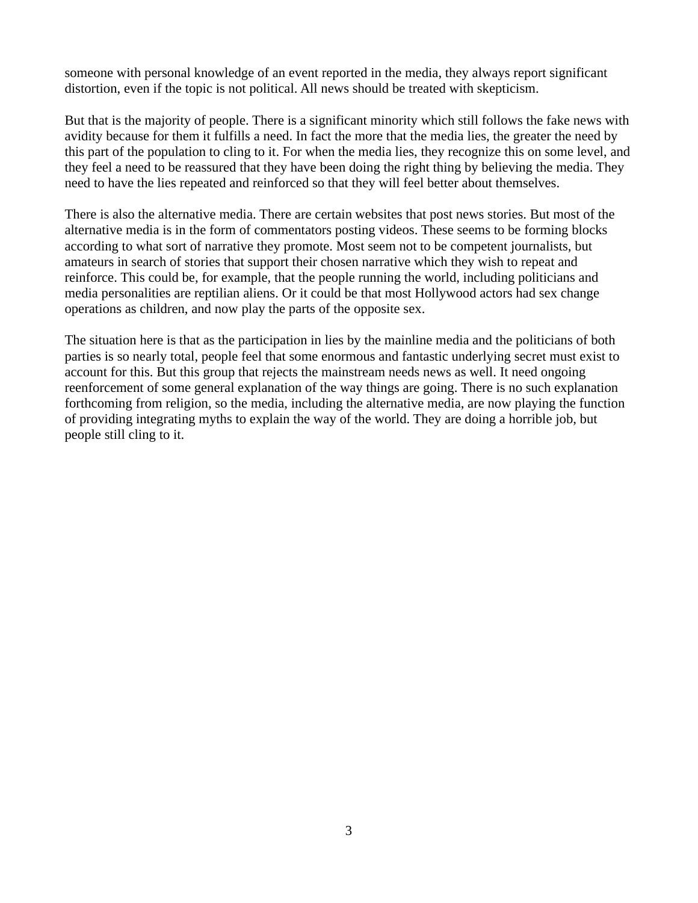someone with personal knowledge of an event reported in the media, they always report significant distortion, even if the topic is not political. All news should be treated with skepticism.

But that is the majority of people. There is a significant minority which still follows the fake news with avidity because for them it fulfills a need. In fact the more that the media lies, the greater the need by this part of the population to cling to it. For when the media lies, they recognize this on some level, and they feel a need to be reassured that they have been doing the right thing by believing the media. They need to have the lies repeated and reinforced so that they will feel better about themselves.

There is also the alternative media. There are certain websites that post news stories. But most of the alternative media is in the form of commentators posting videos. These seems to be forming blocks according to what sort of narrative they promote. Most seem not to be competent journalists, but amateurs in search of stories that support their chosen narrative which they wish to repeat and reinforce. This could be, for example, that the people running the world, including politicians and media personalities are reptilian aliens. Or it could be that most Hollywood actors had sex change operations as children, and now play the parts of the opposite sex.

The situation here is that as the participation in lies by the mainline media and the politicians of both parties is so nearly total, people feel that some enormous and fantastic underlying secret must exist to account for this. But this group that rejects the mainstream needs news as well. It need ongoing reenforcement of some general explanation of the way things are going. There is no such explanation forthcoming from religion, so the media, including the alternative media, are now playing the function of providing integrating myths to explain the way of the world. They are doing a horrible job, but people still cling to it.